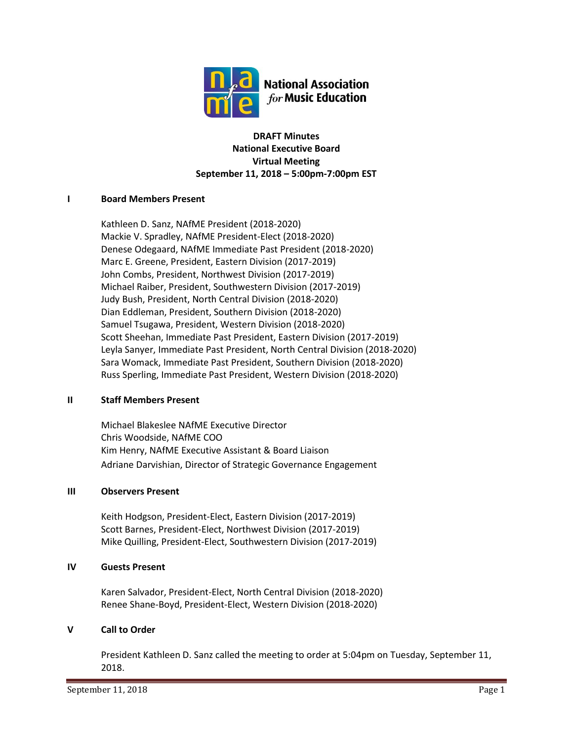National Association *for* Music Education

**DRAFT Minutes**
**National Executive Board**
**Virtual Meeting**
**September 11, 2018 – 5:00pm-7:00pm EST**

## I Board Members Present

Kathleen D. Sanz, NAfME President (2018-2020)
Mackie V. Spradley, NAfME President-Elect (2018-2020)
Denese Odegaard, NAfME Immediate Past President (2018-2020)
Marc E. Greene, President, Eastern Division (2017-2019)
John Combs, President, Northwest Division (2017-2019)
Michael Raiber, President, Southwestern Division (2017-2019)
Judy Bush, President, North Central Division (2018-2020)
Dian Eddleman, President, Southern Division (2018-2020)
Samuel Tsugawa, President, Western Division (2018-2020)
Scott Sheehan, Immediate Past President, Eastern Division (2017-2019)
Leyla Sanyer, Immediate Past President, North Central Division (2018-2020)
Sara Womack, Immediate Past President, Southern Division (2018-2020)
Russ Sperling, Immediate Past President, Western Division (2018-2020)

## II Staff Members Present

Michael Blakeslee NAfME Executive Director
Chris Woodside, NAfME COO
Kim Henry, NAfME Executive Assistant & Board Liaison
Adriane Darvishian, Director of Strategic Governance Engagement

## III Observers Present

Keith Hodgson, President-Elect, Eastern Division (2017-2019)
Scott Barnes, President-Elect, Northwest Division (2017-2019)
Mike Quilling, President-Elect, Southwestern Division (2017-2019)

## IV Guests Present

Karen Salvador, President-Elect, North Central Division (2018-2020)
Renee Shane-Boyd, President-Elect, Western Division (2018-2020)

## V Call to Order

President Kathleen D. Sanz called the meeting to order at 5:04pm on Tuesday, September 11, 2018.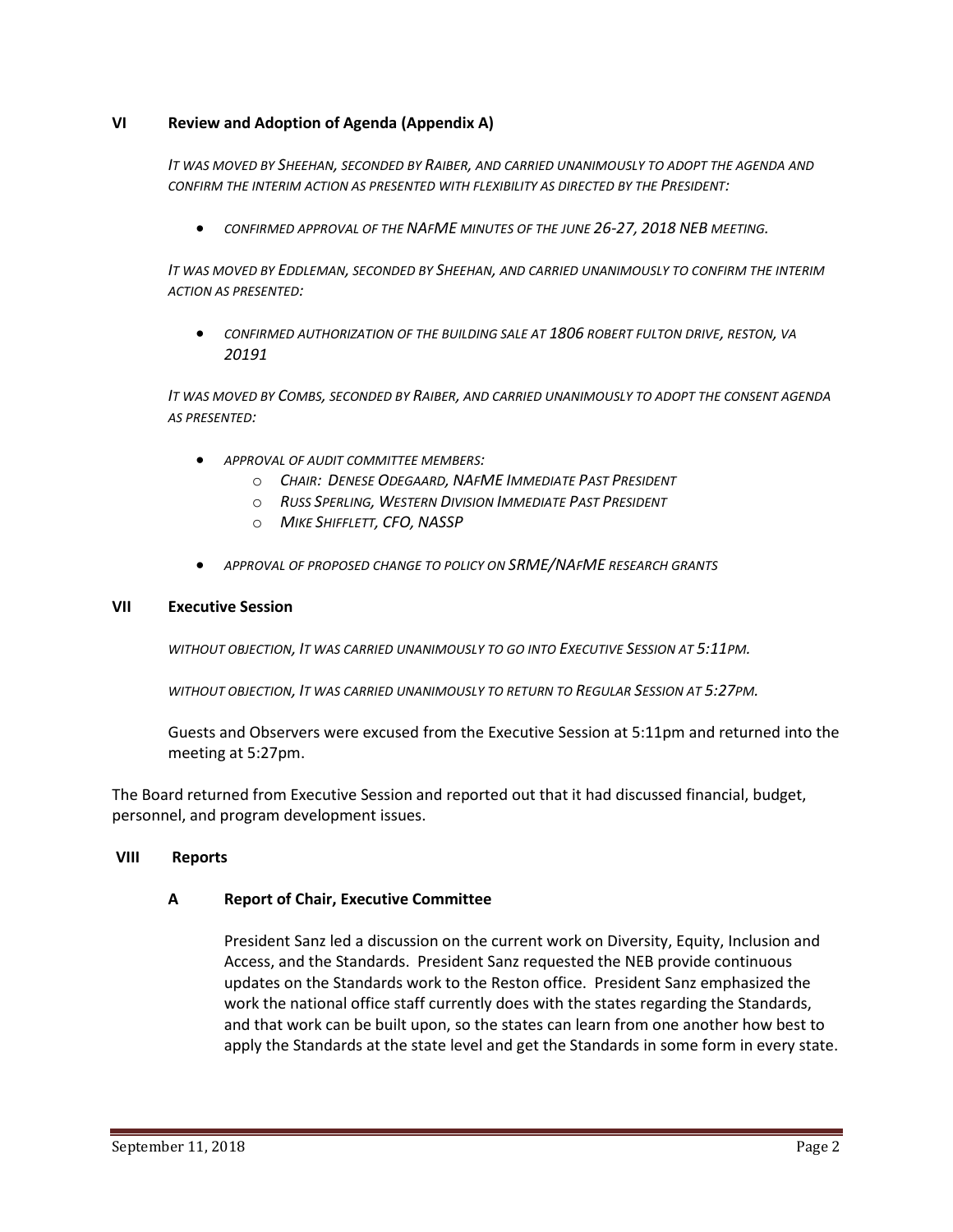## VI Review and Adoption of Agenda (Appendix A)

*IT WAS MOVED BY SHEEHAN, SECONDED BY RAIBER, AND CARRIED UNANIMOUSLY TO ADOPT THE AGENDA AND CONFIRM THE INTERIM ACTION AS PRESENTED WITH FLEXIBILITY AS DIRECTED BY THE PRESIDENT:*

- *CONFIRMED APPROVAL OF THE NAFME MINUTES OF THE JUNE 26-27, 2018 NEB MEETING.*

*IT WAS MOVED BY EDDLEMAN, SECONDED BY SHEEHAN, AND CARRIED UNANIMOUSLY TO CONFIRM THE INTERIM ACTION AS PRESENTED:*

- *CONFIRMED AUTHORIZATION OF THE BUILDING SALE AT 1806 ROBERT FULTON DRIVE, RESTON, VA 20191*

*IT WAS MOVED BY COMBS, SECONDED BY RAIBER, AND CARRIED UNANIMOUSLY TO ADOPT THE CONSENT AGENDA AS PRESENTED:*

- *APPROVAL OF AUDIT COMMITTEE MEMBERS:*
  - *CHAIR: DENESE ODEGAARD, NAFME IMMEDIATE PAST PRESIDENT*
  - *RUSS SPERLING, WESTERN DIVISION IMMEDIATE PAST PRESIDENT*
  - *MIKE SHIFFLETT, CFO, NASSP*
- *APPROVAL OF PROPOSED CHANGE TO POLICY ON SRME/NAFME RESEARCH GRANTS*

## VII Executive Session

*WITHOUT OBJECTION, IT WAS CARRIED UNANIMOUSLY TO GO INTO EXECUTIVE SESSION AT 5:11PM.*

*WITHOUT OBJECTION, IT WAS CARRIED UNANIMOUSLY TO RETURN TO REGULAR SESSION AT 5:27PM.*

Guests and Observers were excused from the Executive Session at 5:11pm and returned into the meeting at 5:27pm.

The Board returned from Executive Session and reported out that it had discussed financial, budget, personnel, and program development issues.

## VIII Reports

### A Report of Chair, Executive Committee

President Sanz led a discussion on the current work on Diversity, Equity, Inclusion and Access, and the Standards. President Sanz requested the NEB provide continuous updates on the Standards work to the Reston office. President Sanz emphasized the work the national office staff currently does with the states regarding the Standards, and that work can be built upon, so the states can learn from one another how best to apply the Standards at the state level and get the Standards in some form in every state.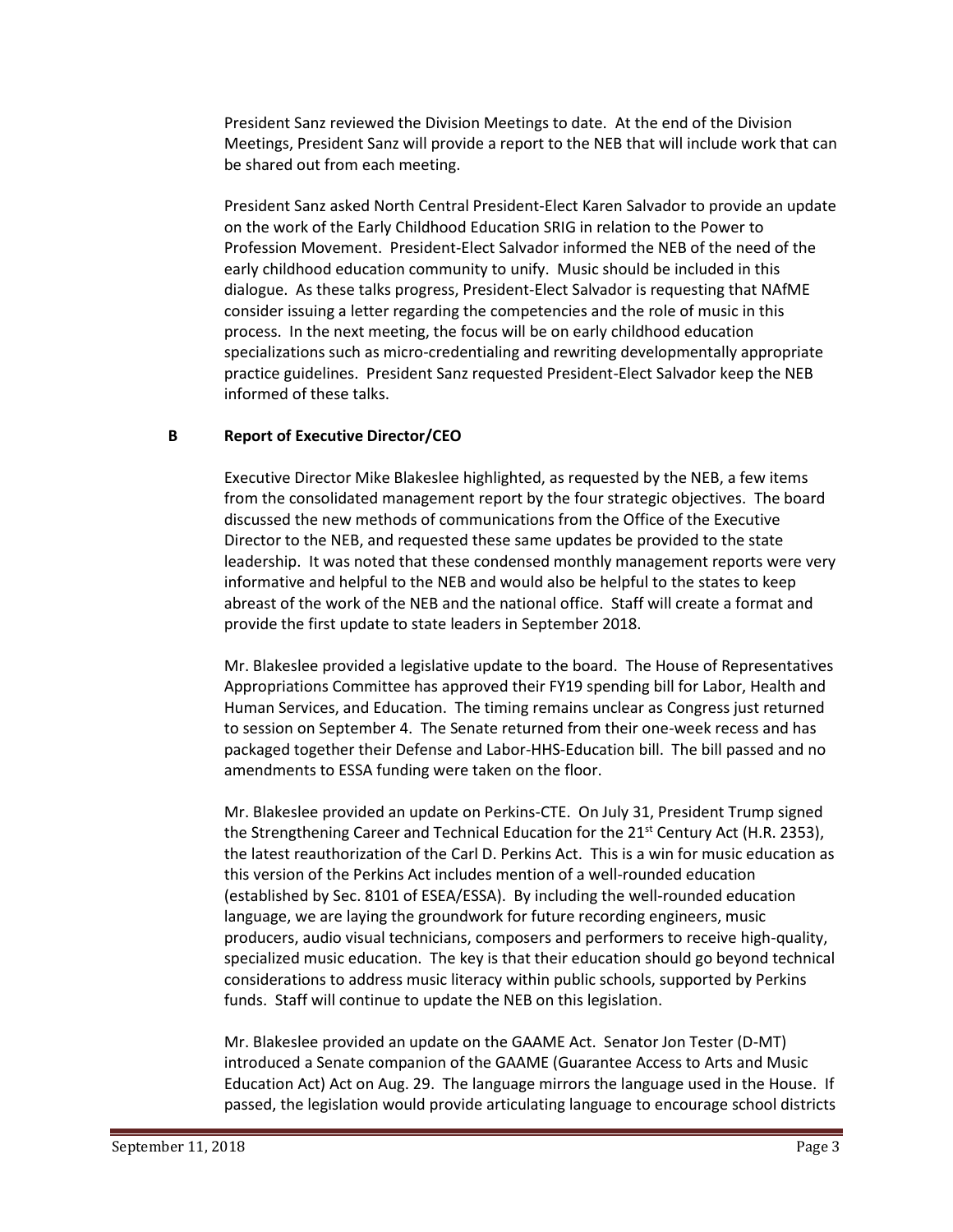President Sanz reviewed the Division Meetings to date. At the end of the Division Meetings, President Sanz will provide a report to the NEB that will include work that can be shared out from each meeting.

President Sanz asked North Central President-Elect Karen Salvador to provide an update on the work of the Early Childhood Education SRIG in relation to the Power to Profession Movement. President-Elect Salvador informed the NEB of the need of the early childhood education community to unify. Music should be included in this dialogue. As these talks progress, President-Elect Salvador is requesting that NAfME consider issuing a letter regarding the competencies and the role of music in this process. In the next meeting, the focus will be on early childhood education specializations such as micro-credentialing and rewriting developmentally appropriate practice guidelines. President Sanz requested President-Elect Salvador keep the NEB informed of these talks.

**B Report of Executive Director/CEO**

Executive Director Mike Blakeslee highlighted, as requested by the NEB, a few items from the consolidated management report by the four strategic objectives. The board discussed the new methods of communications from the Office of the Executive Director to the NEB, and requested these same updates be provided to the state leadership. It was noted that these condensed monthly management reports were very informative and helpful to the NEB and would also be helpful to the states to keep abreast of the work of the NEB and the national office. Staff will create a format and provide the first update to state leaders in September 2018.

Mr. Blakeslee provided a legislative update to the board. The House of Representatives Appropriations Committee has approved their FY19 spending bill for Labor, Health and Human Services, and Education. The timing remains unclear as Congress just returned to session on September 4. The Senate returned from their one-week recess and has packaged together their Defense and Labor-HHS-Education bill. The bill passed and no amendments to ESSA funding were taken on the floor.

Mr. Blakeslee provided an update on Perkins-CTE. On July 31, President Trump signed the Strengthening Career and Technical Education for the 21st Century Act (H.R. 2353), the latest reauthorization of the Carl D. Perkins Act. This is a win for music education as this version of the Perkins Act includes mention of a well-rounded education (established by Sec. 8101 of ESEA/ESSA). By including the well-rounded education language, we are laying the groundwork for future recording engineers, music producers, audio visual technicians, composers and performers to receive high-quality, specialized music education. The key is that their education should go beyond technical considerations to address music literacy within public schools, supported by Perkins funds. Staff will continue to update the NEB on this legislation.

Mr. Blakeslee provided an update on the GAAME Act. Senator Jon Tester (D-MT) introduced a Senate companion of the GAAME (Guarantee Access to Arts and Music Education Act) Act on Aug. 29. The language mirrors the language used in the House. If passed, the legislation would provide articulating language to encourage school districts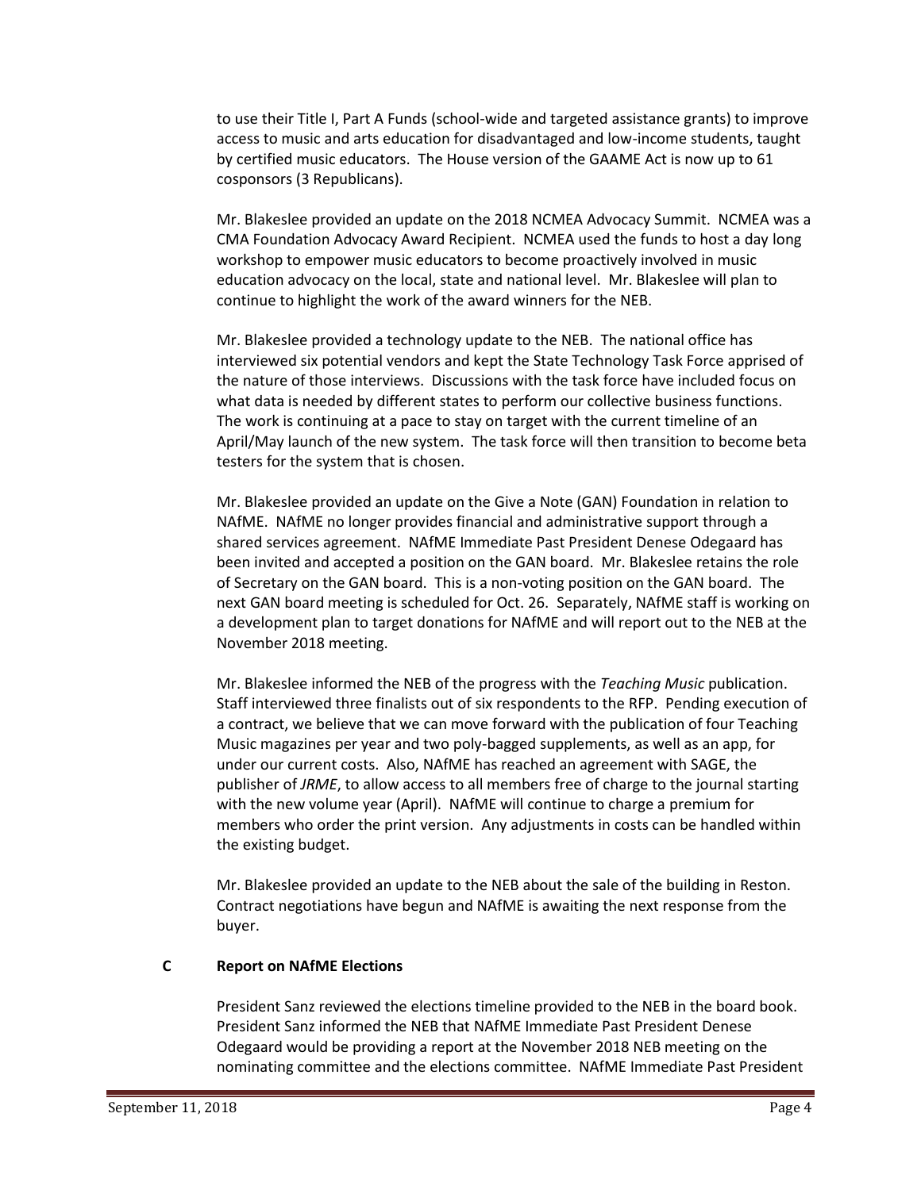to use their Title I, Part A Funds (school-wide and targeted assistance grants) to improve access to music and arts education for disadvantaged and low-income students, taught by certified music educators. The House version of the GAAME Act is now up to 61 cosponsors (3 Republicans).

Mr. Blakeslee provided an update on the 2018 NCMEA Advocacy Summit. NCMEA was a CMA Foundation Advocacy Award Recipient. NCMEA used the funds to host a day long workshop to empower music educators to become proactively involved in music education advocacy on the local, state and national level. Mr. Blakeslee will plan to continue to highlight the work of the award winners for the NEB.

Mr. Blakeslee provided a technology update to the NEB. The national office has interviewed six potential vendors and kept the State Technology Task Force apprised of the nature of those interviews. Discussions with the task force have included focus on what data is needed by different states to perform our collective business functions. The work is continuing at a pace to stay on target with the current timeline of an April/May launch of the new system. The task force will then transition to become beta testers for the system that is chosen.

Mr. Blakeslee provided an update on the Give a Note (GAN) Foundation in relation to NAfME. NAfME no longer provides financial and administrative support through a shared services agreement. NAfME Immediate Past President Denese Odegaard has been invited and accepted a position on the GAN board. Mr. Blakeslee retains the role of Secretary on the GAN board. This is a non-voting position on the GAN board. The next GAN board meeting is scheduled for Oct. 26. Separately, NAfME staff is working on a development plan to target donations for NAfME and will report out to the NEB at the November 2018 meeting.

Mr. Blakeslee informed the NEB of the progress with the *Teaching Music* publication. Staff interviewed three finalists out of six respondents to the RFP. Pending execution of a contract, we believe that we can move forward with the publication of four Teaching Music magazines per year and two poly-bagged supplements, as well as an app, for under our current costs. Also, NAfME has reached an agreement with SAGE, the publisher of *JRME*, to allow access to all members free of charge to the journal starting with the new volume year (April). NAfME will continue to charge a premium for members who order the print version. Any adjustments in costs can be handled within the existing budget.

Mr. Blakeslee provided an update to the NEB about the sale of the building in Reston. Contract negotiations have begun and NAfME is awaiting the next response from the buyer.

### C Report on NAfME Elections

President Sanz reviewed the elections timeline provided to the NEB in the board book. President Sanz informed the NEB that NAfME Immediate Past President Denese Odegaard would be providing a report at the November 2018 NEB meeting on the nominating committee and the elections committee. NAfME Immediate Past President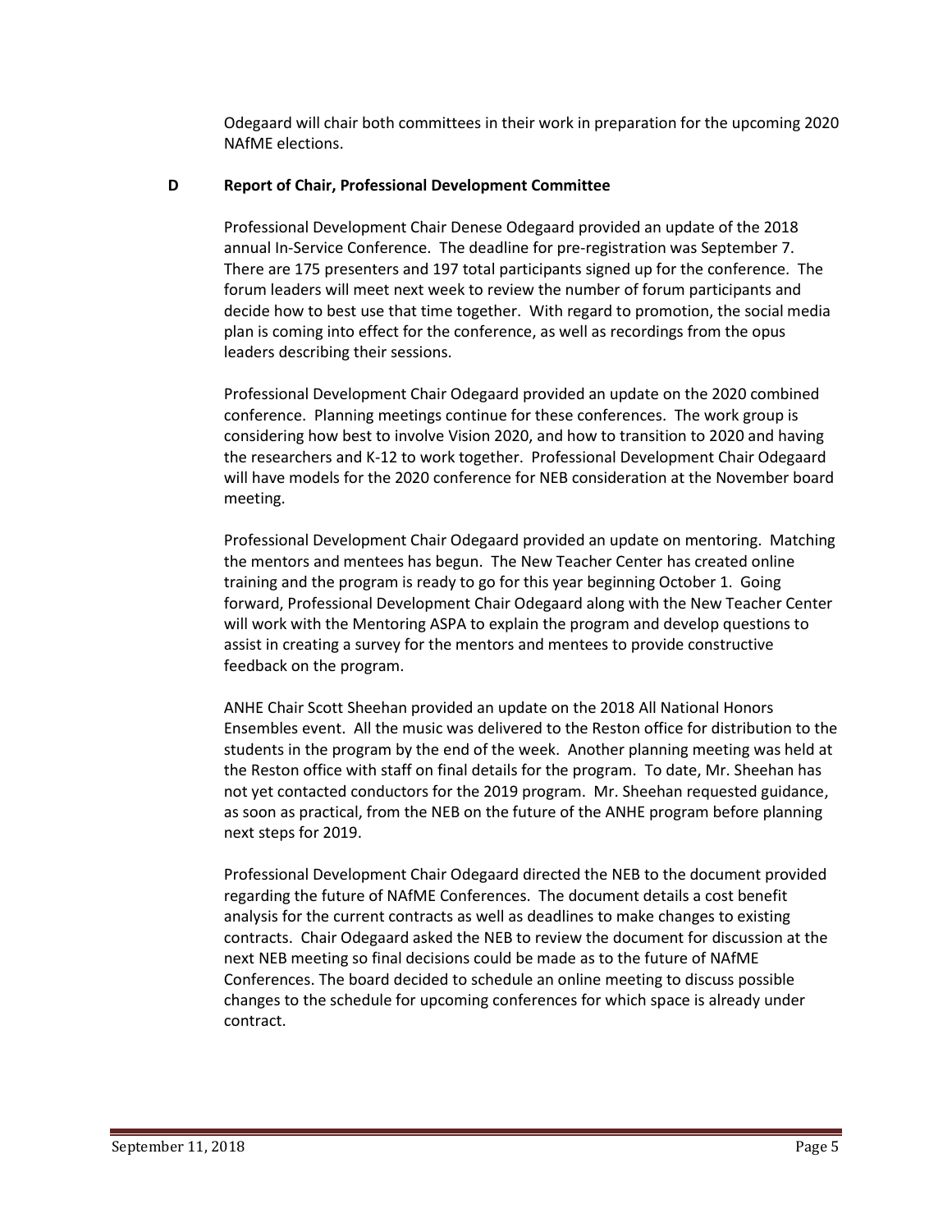Odegaard will chair both committees in their work in preparation for the upcoming 2020 NAfME elections.

**D Report of Chair, Professional Development Committee**

Professional Development Chair Denese Odegaard provided an update of the 2018 annual In-Service Conference. The deadline for pre-registration was September 7. There are 175 presenters and 197 total participants signed up for the conference. The forum leaders will meet next week to review the number of forum participants and decide how to best use that time together. With regard to promotion, the social media plan is coming into effect for the conference, as well as recordings from the opus leaders describing their sessions.

Professional Development Chair Odegaard provided an update on the 2020 combined conference. Planning meetings continue for these conferences. The work group is considering how best to involve Vision 2020, and how to transition to 2020 and having the researchers and K-12 to work together. Professional Development Chair Odegaard will have models for the 2020 conference for NEB consideration at the November board meeting.

Professional Development Chair Odegaard provided an update on mentoring. Matching the mentors and mentees has begun. The New Teacher Center has created online training and the program is ready to go for this year beginning October 1. Going forward, Professional Development Chair Odegaard along with the New Teacher Center will work with the Mentoring ASPA to explain the program and develop questions to assist in creating a survey for the mentors and mentees to provide constructive feedback on the program.

ANHE Chair Scott Sheehan provided an update on the 2018 All National Honors Ensembles event. All the music was delivered to the Reston office for distribution to the students in the program by the end of the week. Another planning meeting was held at the Reston office with staff on final details for the program. To date, Mr. Sheehan has not yet contacted conductors for the 2019 program. Mr. Sheehan requested guidance, as soon as practical, from the NEB on the future of the ANHE program before planning next steps for 2019.

Professional Development Chair Odegaard directed the NEB to the document provided regarding the future of NAfME Conferences. The document details a cost benefit analysis for the current contracts as well as deadlines to make changes to existing contracts. Chair Odegaard asked the NEB to review the document for discussion at the next NEB meeting so final decisions could be made as to the future of NAfME Conferences. The board decided to schedule an online meeting to discuss possible changes to the schedule for upcoming conferences for which space is already under contract.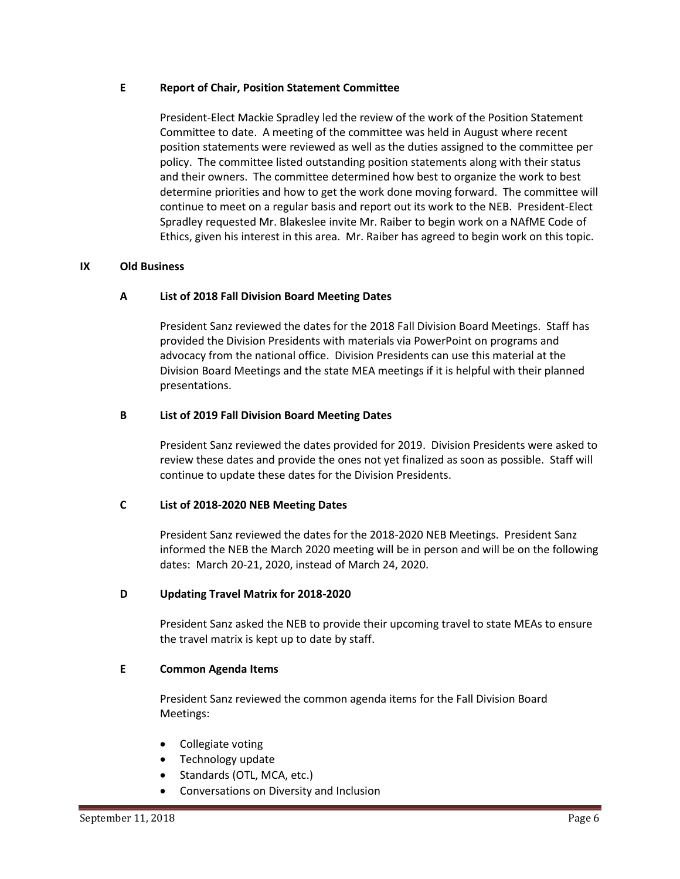### E Report of Chair, Position Statement Committee

President-Elect Mackie Spradley led the review of the work of the Position Statement Committee to date. A meeting of the committee was held in August where recent position statements were reviewed as well as the duties assigned to the committee per policy. The committee listed outstanding position statements along with their status and their owners. The committee determined how best to organize the work to best determine priorities and how to get the work done moving forward. The committee will continue to meet on a regular basis and report out its work to the NEB. President-Elect Spradley requested Mr. Blakeslee invite Mr. Raiber to begin work on a NAfME Code of Ethics, given his interest in this area. Mr. Raiber has agreed to begin work on this topic.

## IX Old Business

### A List of 2018 Fall Division Board Meeting Dates

President Sanz reviewed the dates for the 2018 Fall Division Board Meetings. Staff has provided the Division Presidents with materials via PowerPoint on programs and advocacy from the national office. Division Presidents can use this material at the Division Board Meetings and the state MEA meetings if it is helpful with their planned presentations.

### B List of 2019 Fall Division Board Meeting Dates

President Sanz reviewed the dates provided for 2019. Division Presidents were asked to review these dates and provide the ones not yet finalized as soon as possible. Staff will continue to update these dates for the Division Presidents.

### C List of 2018-2020 NEB Meeting Dates

President Sanz reviewed the dates for the 2018-2020 NEB Meetings. President Sanz informed the NEB the March 2020 meeting will be in person and will be on the following dates: March 20-21, 2020, instead of March 24, 2020.

### D Updating Travel Matrix for 2018-2020

President Sanz asked the NEB to provide their upcoming travel to state MEAs to ensure the travel matrix is kept up to date by staff.

### E Common Agenda Items

President Sanz reviewed the common agenda items for the Fall Division Board Meetings:

- Collegiate voting
- Technology update
- Standards (OTL, MCA, etc.)
- Conversations on Diversity and Inclusion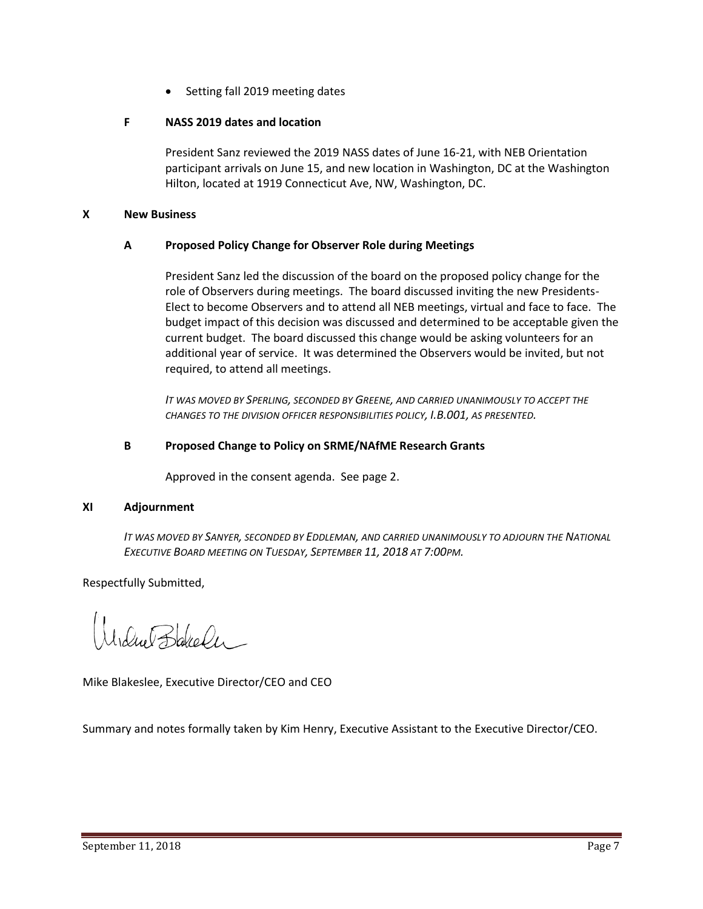- Setting fall 2019 meeting dates

**F NASS 2019 dates and location**

President Sanz reviewed the 2019 NASS dates of June 16-21, with NEB Orientation participant arrivals on June 15, and new location in Washington, DC at the Washington Hilton, located at 1919 Connecticut Ave, NW, Washington, DC.

## X New Business

**A Proposed Policy Change for Observer Role during Meetings**

President Sanz led the discussion of the board on the proposed policy change for the role of Observers during meetings. The board discussed inviting the new Presidents-Elect to become Observers and to attend all NEB meetings, virtual and face to face. The budget impact of this decision was discussed and determined to be acceptable given the current budget. The board discussed this change would be asking volunteers for an additional year of service. It was determined the Observers would be invited, but not required, to attend all meetings.

*IT WAS MOVED BY SPERLING, SECONDED BY GREENE, AND CARRIED UNANIMOUSLY TO ACCEPT THE CHANGES TO THE DIVISION OFFICER RESPONSIBILITIES POLICY, I.B.001, AS PRESENTED.*

**B Proposed Change to Policy on SRME/NAfME Research Grants**

Approved in the consent agenda. See page 2.

## XI Adjournment

*IT WAS MOVED BY SANYER, SECONDED BY EDDLEMAN, AND CARRIED UNANIMOUSLY TO ADJOURN THE NATIONAL EXECUTIVE BOARD MEETING ON TUESDAY, SEPTEMBER 11, 2018 AT 7:00PM.*

Respectfully Submitted,

Mike Blakeslee, Executive Director/CEO and CEO

Summary and notes formally taken by Kim Henry, Executive Assistant to the Executive Director/CEO.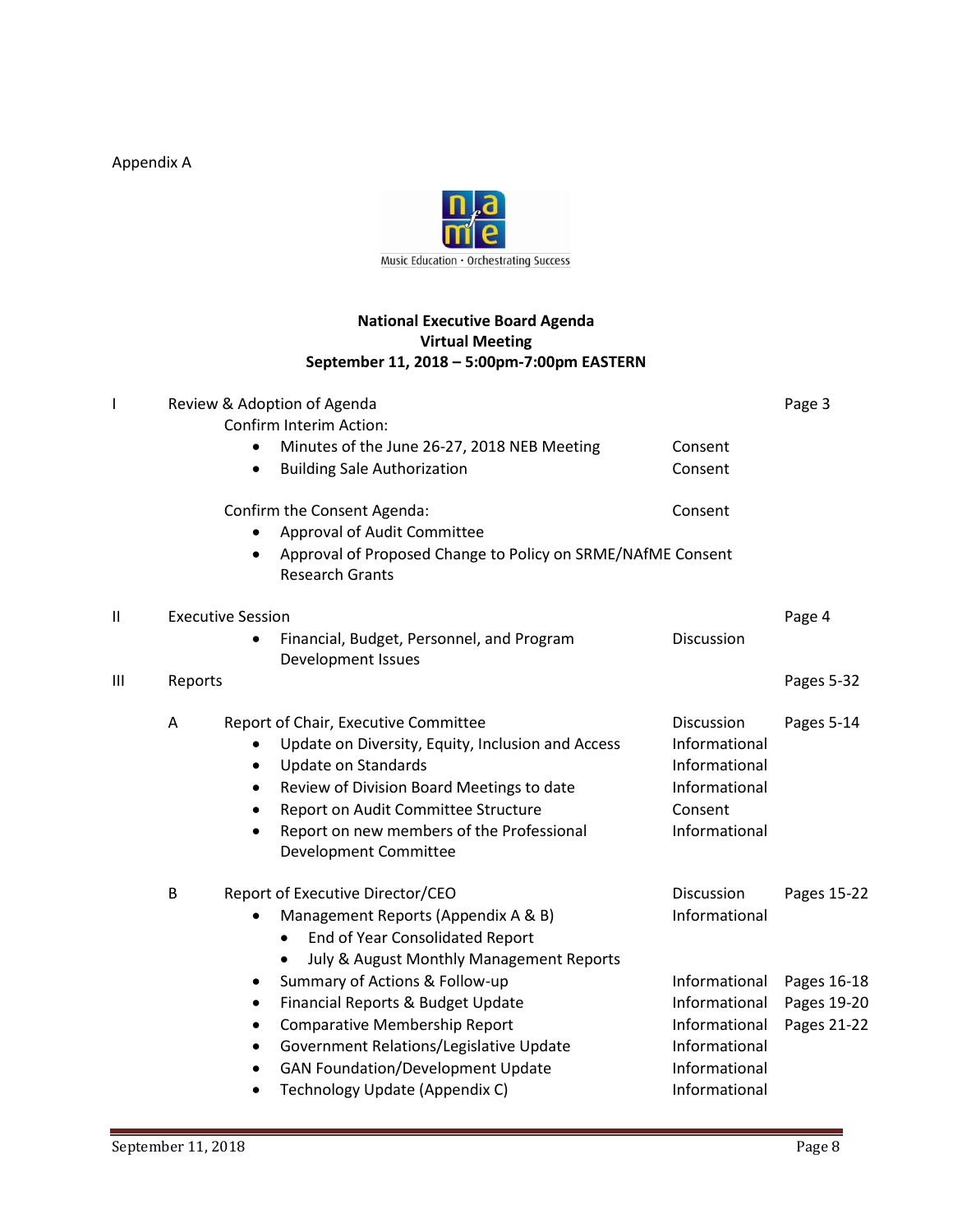Appendix A

Music Education • Orchestrating Success

**National Executive Board Agenda**
**Virtual Meeting**
**September 11, 2018 – 5:00pm-7:00pm EASTERN**

| | | | | |
|---|---|---|---|---|
| I | | Review & Adoption of Agenda | | Page 3 |
| | | Confirm Interim Action: | | |
| | | • Minutes of the June 26-27, 2018 NEB Meeting | Consent | |
| | | • Building Sale Authorization | Consent | |
| | | Confirm the Consent Agenda: | Consent | |
| | | • Approval of Audit Committee | | |
| | | • Approval of Proposed Change to Policy on SRME/NAfME Research Grants | Consent | |
| II | | Executive Session | | Page 4 |
| | | • Financial, Budget, Personnel, and Program Development Issues | Discussion | |
| III | | Reports | | Pages 5-32 |
| | A | Report of Chair, Executive Committee | Discussion | Pages 5-14 |
| | | • Update on Diversity, Equity, Inclusion and Access | Informational | |
| | | • Update on Standards | Informational | |
| | | • Review of Division Board Meetings to date | Informational | |
| | | • Report on Audit Committee Structure | Consent | |
| | | • Report on new members of the Professional Development Committee | Informational | |
| | B | Report of Executive Director/CEO | Discussion | Pages 15-22 |
| | | • Management Reports (Appendix A & B) | Informational | |
| | | ◦ End of Year Consolidated Report | | |
| | | ◦ July & August Monthly Management Reports | | |
| | | • Summary of Actions & Follow-up | Informational | Pages 16-18 |
| | | • Financial Reports & Budget Update | Informational | Pages 19-20 |
| | | • Comparative Membership Report | Informational | Pages 21-22 |
| | | • Government Relations/Legislative Update | Informational | |
| | | • GAN Foundation/Development Update | Informational | |
| | | • Technology Update (Appendix C) | Informational | |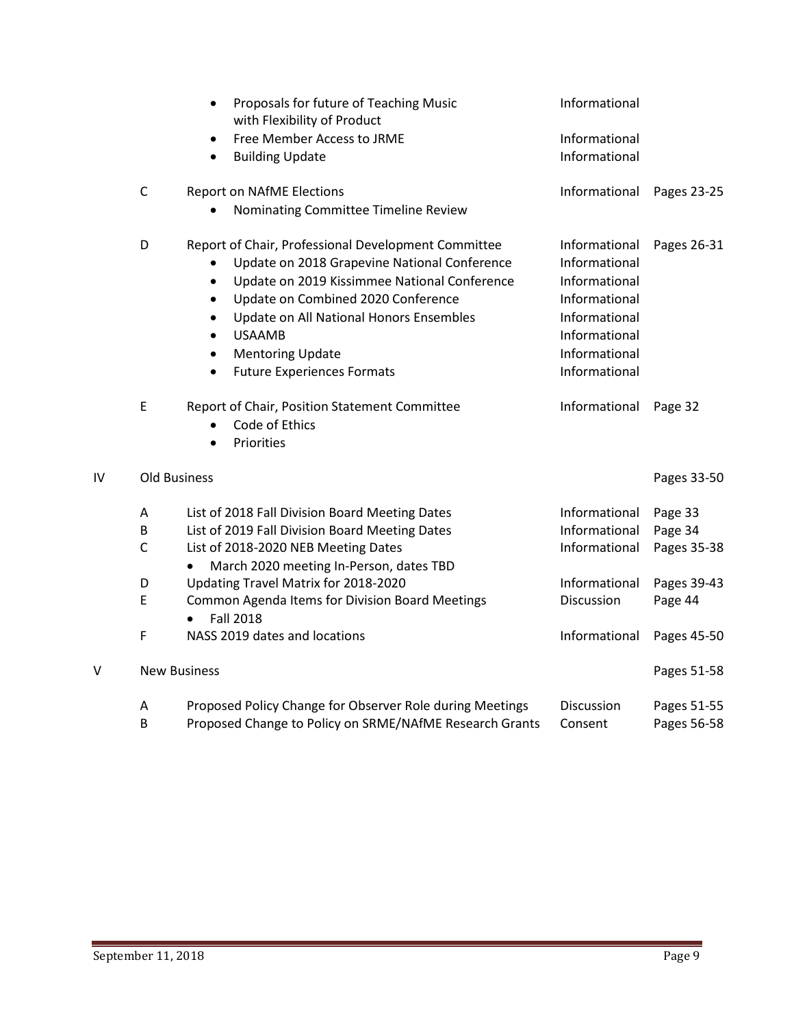| | | | | |
|---|---|---|---|---|
| | | • Proposals for future of Teaching Music with Flexibility of Product | Informational | |
| | | • Free Member Access to JRME | Informational | |
| | | • Building Update | Informational | |
| | C | Report on NAfME Elections | Informational | Pages 23-25 |
| | | • Nominating Committee Timeline Review | | |
| | D | Report of Chair, Professional Development Committee | Informational | Pages 26-31 |
| | | • Update on 2018 Grapevine National Conference | Informational | |
| | | • Update on 2019 Kissimmee National Conference | Informational | |
| | | • Update on Combined 2020 Conference | Informational | |
| | | • Update on All National Honors Ensembles | Informational | |
| | | • USAAMB | Informational | |
| | | • Mentoring Update | Informational | |
| | | • Future Experiences Formats | Informational | |
| | E | Report of Chair, Position Statement Committee | Informational | Page 32 |
| | | • Code of Ethics | | |
| | | • Priorities | | |
| IV | Old Business | | | Pages 33-50 |
| | A | List of 2018 Fall Division Board Meeting Dates | Informational | Page 33 |
| | B | List of 2019 Fall Division Board Meeting Dates | Informational | Page 34 |
| | C | List of 2018-2020 NEB Meeting Dates | Informational | Pages 35-38 |
| | | • March 2020 meeting In-Person, dates TBD | | |
| | D | Updating Travel Matrix for 2018-2020 | Informational | Pages 39-43 |
| | E | Common Agenda Items for Division Board Meetings | Discussion | Page 44 |
| | | • Fall 2018 | | |
| | F | NASS 2019 dates and locations | Informational | Pages 45-50 |
| V | New Business | | | Pages 51-58 |
| | A | Proposed Policy Change for Observer Role during Meetings | Discussion | Pages 51-55 |
| | B | Proposed Change to Policy on SRME/NAfME Research Grants | Consent | Pages 56-58 |